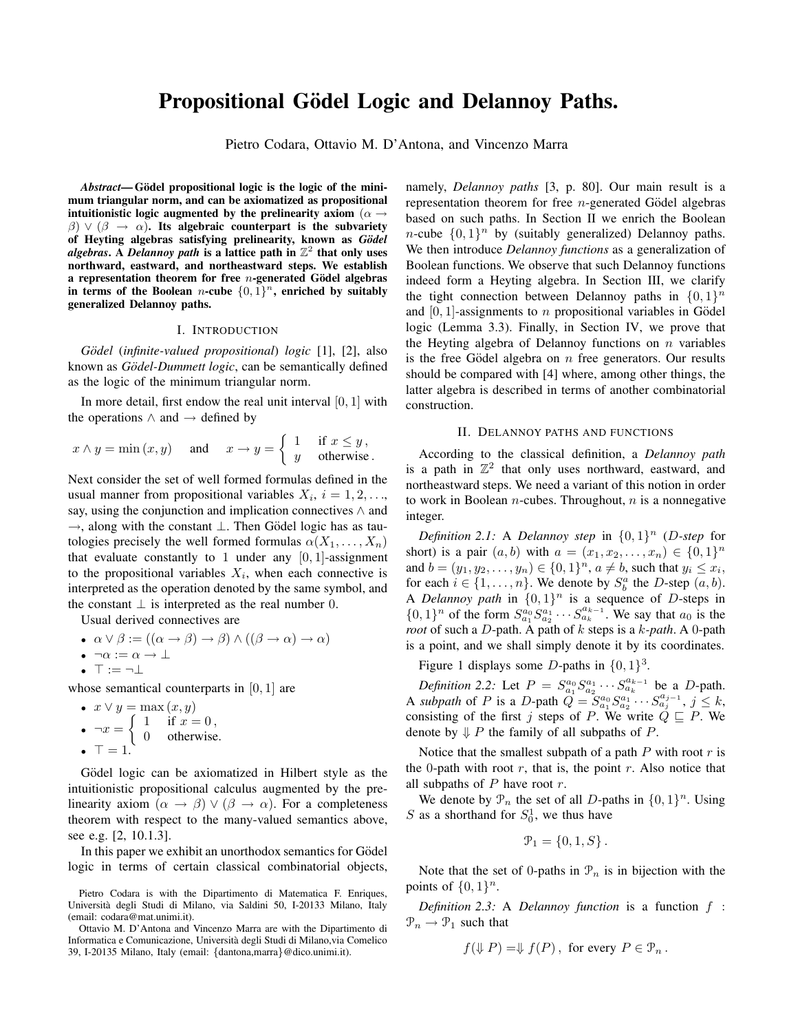# Propositional Gödel Logic and Delannoy Paths.

Pietro Codara, Ottavio M. D'Antona, and Vincenzo Marra

***Abstract*— Gödel propositional logic is the logic of the minimum triangular norm, and can be axiomatized as propositional intuitionistic logic augmented by the prelinearity axiom $(\alpha \to \beta) \vee (\beta \to \alpha)$. Its algebraic counterpart is the subvariety of Heyting algebras satisfying prelinearity, known as *Gödel algebras*. A *Delannoy path* is a lattice path in $\mathbb{Z}^2$ that only uses northward, eastward, and northeastward steps. We establish a representation theorem for free $n$-generated Gödel algebras in terms of the Boolean $n$-cube $\{0,1\}^n$, enriched by suitably generalized Delannoy paths.**

## I. Introduction

*Gödel* (*infinite-valued propositional*) *logic* [1], [2], also known as *Gödel-Dummett logic*, can be semantically defined as the logic of the minimum triangular norm.

In more detail, first endow the real unit interval $[0,1]$ with the operations $\wedge$ and $\to$ defined by

$$x \wedge y = \min(x,y) \quad \text{and} \quad x \to y = \begin{cases} 1 & \text{if } x \le y\,, \\ y & \text{otherwise}\,. \end{cases}$$

Next consider the set of well formed formulas defined in the usual manner from propositional variables $X_i$, $i = 1, 2, \ldots$, say, using the conjunction and implication connectives $\wedge$ and $\to$, along with the constant $\bot$. Then Gödel logic has as tautologies precisely the well formed formulas $\alpha(X_1, \ldots, X_n)$ that evaluate constantly to 1 under any $[0,1]$-assignment to the propositional variables $X_i$, when each connective is interpreted as the operation denoted by the same symbol, and the constant $\bot$ is interpreted as the real number 0.

Usual derived connectives are

- $\alpha \vee \beta := ((\alpha \to \beta) \to \beta) \wedge ((\beta \to \alpha) \to \alpha)$
- $\neg\alpha := \alpha \to \bot$
- $\top := \neg\bot$

whose semantical counterparts in $[0,1]$ are

- $x \vee y = \max(x,y)$
- $\neg x = \begin{cases} 1 & \text{if } x = 0\,, \\ 0 & \text{otherwise.} \end{cases}$
- $\top = 1$.

Gödel logic can be axiomatized in Hilbert style as the intuitionistic propositional calculus augmented by the prelinearity axiom $(\alpha \to \beta) \vee (\beta \to \alpha)$. For a completeness theorem with respect to the many-valued semantics above, see e.g. [2, 10.1.3].

In this paper we exhibit an unorthodox semantics for Gödel logic in terms of certain classical combinatorial objects, namely, *Delannoy paths* [3, p. 80]. Our main result is a representation theorem for free $n$-generated Gödel algebras based on such paths. In Section II we enrich the Boolean $n$-cube $\{0,1\}^n$ by (suitably generalized) Delannoy paths. We then introduce *Delannoy functions* as a generalization of Boolean functions. We observe that such Delannoy functions indeed form a Heyting algebra. In Section III, we clarify the tight connection between Delannoy paths in $\{0,1\}^n$ and $[0,1]$-assignments to $n$ propositional variables in Gödel logic (Lemma 3.3). Finally, in Section IV, we prove that the Heyting algebra of Delannoy functions on $n$ variables is the free Gödel algebra on $n$ free generators. Our results should be compared with [4] where, among other things, the latter algebra is described in terms of another combinatorial construction.

## II. Delannoy paths and functions

According to the classical definition, a *Delannoy path* is a path in $\mathbb{Z}^2$ that only uses northward, eastward, and northeastward steps. We need a variant of this notion in order to work in Boolean $n$-cubes. Throughout, $n$ is a nonnegative integer.

*Definition 2.1:* A *Delannoy step* in $\{0,1\}^n$ (*D-step* for short) is a pair $(a,b)$ with $a = (x_1, x_2, \ldots, x_n) \in \{0,1\}^n$ and $b = (y_1, y_2, \ldots, y_n) \in \{0,1\}^n$, $a \ne b$, such that $y_i \le x_i$, for each $i \in \{1, \ldots, n\}$. We denote by $S^a_b$ the $D$-step $(a,b)$. A *Delannoy path* in $\{0,1\}^n$ is a sequence of $D$-steps in $\{0,1\}^n$ of the form $S^{a_0}_{a_1} S^{a_1}_{a_2} \cdots S^{a_{k-1}}_{a_k}$. We say that $a_0$ is the *root* of such a $D$-path. A path of $k$ steps is a *$k$-path*. A 0-path is a point, and we shall simply denote it by its coordinates.

Figure 1 displays some $D$-paths in $\{0,1\}^3$.

*Definition 2.2:* Let $P = S^{a_0}_{a_1} S^{a_1}_{a_2} \cdots S^{a_{k-1}}_{a_k}$ be a $D$-path. A *subpath* of $P$ is a $D$-path $Q = S^{a_0}_{a_1} S^{a_1}_{a_2} \cdots S^{a_{j-1}}_{a_j}$, $j \le k$, consisting of the first $j$ steps of $P$. We write $Q \sqsubseteq P$. We denote by $\Downarrow P$ the family of all subpaths of $P$.

Notice that the smallest subpath of a path $P$ with root $r$ is the 0-path with root $r$, that is, the point $r$. Also notice that all subpaths of $P$ have root $r$.

We denote by $\mathcal{P}_n$ the set of all $D$-paths in $\{0,1\}^n$. Using $S$ as a shorthand for $S^1_0$, we thus have

$$\mathcal{P}_1 = \{0, 1, S\}\,.$$

Note that the set of 0-paths in $\mathcal{P}_n$ is in bijection with the points of $\{0,1\}^n$.

*Definition 2.3:* A *Delannoy function* is a function $f : \mathcal{P}_n \to \mathcal{P}_1$ such that

$$f(\Downarrow P) = \Downarrow f(P)\,, \text{ for every } P \in \mathcal{P}_n\,.$$

Pietro Codara is with the Dipartimento di Matematica F. Enriques, Università degli Studi di Milano, via Saldini 50, I-20133 Milano, Italy (email: codara@mat.unimi.it).

Ottavio M. D'Antona and Vincenzo Marra are with the Dipartimento di Informatica e Comunicazione, Università degli Studi di Milano,via Comelico 39, I-20135 Milano, Italy (email: {dantona,marra}@dico.unimi.it).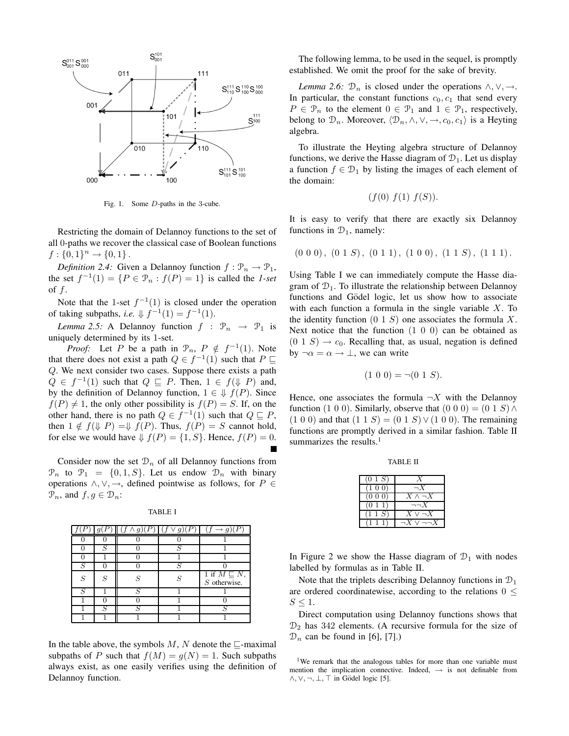Fig. 1. Some $D$-paths in the 3-cube.

Restricting the domain of Delannoy functions to the set of all 0-paths we recover the classical case of Boolean functions $f : \{0,1\}^n \to \{0,1\}$.

*Definition 2.4:* Given a Delannoy function $f : \mathcal{P}_n \to \mathcal{P}_1$, the set $f^{-1}(1) = \{P \in \mathcal{P}_n : f(P) = 1\}$ is called the *1-set* of $f$.

Note that the 1-set $f^{-1}(1)$ is closed under the operation of taking subpaths, *i.e.* $\Downarrow f^{-1}(1) = f^{-1}(1)$.

*Lemma 2.5:* A Delannoy function $f : \mathcal{P}_n \to \mathcal{P}_1$ is uniquely determined by its 1-set.

*Proof:* Let $P$ be a path in $\mathcal{P}_n$, $P \notin f^{-1}(1)$. Note that there does not exist a path $Q \in f^{-1}(1)$ such that $P \sqsubseteq Q$. We next consider two cases. Suppose there exists a path $Q \in f^{-1}(1)$ such that $Q \sqsubseteq P$. Then, $1 \in f(\Downarrow P)$ and, by the definition of Delannoy function, $1 \in \Downarrow f(P)$. Since $f(P) \neq 1$, the only other possibility is $f(P) = S$. If, on the other hand, there is no path $Q \in f^{-1}(1)$ such that $Q \sqsubseteq P$, then $1 \notin f(\Downarrow P) = \Downarrow f(P)$. Thus, $f(P) = S$ cannot hold, for else we would have $\Downarrow f(P) = \{1, S\}$. Hence, $f(P) = 0$. ∎

Consider now the set $\mathcal{D}_n$ of all Delannoy functions from $\mathcal{P}_n$ to $\mathcal{P}_1 = \{0, 1, S\}$. Let us endow $\mathcal{D}_n$ with binary operations $\wedge, \vee, \to$, defined pointwise as follows, for $P \in \mathcal{P}_n$, and $f, g \in \mathcal{D}_n$:

TABLE I

| $f(P)$ | $g(P)$ | $(f \wedge g)(P)$ | $(f \vee g)(P)$ | $(f \to g)(P)$ |
|---|---|---|---|---|
| 0 | 0 | 0 | 0 | 1 |
| 0 | $S$ | 0 | $S$ | 1 |
| 0 | 1 | 0 | 1 | 1 |
| $S$ | 0 | 0 | $S$ | 0 |
| $S$ | $S$ | $S$ | $S$ | 1 if $M \sqsubseteq N$, $S$ otherwise. |
| $S$ | 1 | $S$ | 1 | 1 |
| 1 | 0 | 0 | 1 | 0 |
| 1 | $S$ | $S$ | 1 | $S$ |
| 1 | 1 | 1 | 1 | 1 |

In the table above, the symbols $M$, $N$ denote the $\sqsubseteq$-maximal subpaths of $P$ such that $f(M) = g(N) = 1$. Such subpaths always exist, as one easily verifies using the definition of Delannoy function.

The following lemma, to be used in the sequel, is promptly established. We omit the proof for the sake of brevity.

*Lemma 2.6:* $\mathcal{D}_n$ is closed under the operations $\wedge, \vee, \to$. In particular, the constant functions $c_0, c_1$ that send every $P \in \mathcal{P}_n$ to the element $0 \in \mathcal{P}_1$ and $1 \in \mathcal{P}_1$, respectively, belong to $\mathcal{D}_n$. Moreover, $\langle \mathcal{D}_n, \wedge, \vee, \to, c_0, c_1 \rangle$ is a Heyting algebra.

To illustrate the Heyting algebra structure of Delannoy functions, we derive the Hasse diagram of $\mathcal{D}_1$. Let us display a function $f \in \mathcal{D}_1$ by listing the images of each element of the domain:

$$(f(0)\ f(1)\ f(S)).$$

It is easy to verify that there are exactly six Delannoy functions in $\mathcal{D}_1$, namely:

$$(0\ 0\ 0),\ (0\ 1\ S),\ (0\ 1\ 1),\ (1\ 0\ 0),\ (1\ 1\ S),\ (1\ 1\ 1).$$

Using Table I we can immediately compute the Hasse diagram of $\mathcal{D}_1$. To illustrate the relationship between Delannoy functions and Gödel logic, let us show how to associate with each function a formula in the single variable $X$. To the identity function $(0\ 1\ S)$ one associates the formula $X$. Next notice that the function $(1\ 0\ 0)$ can be obtained as $(0\ 1\ S) \to c_0$. Recalling that, as usual, negation is defined by $\neg\alpha = \alpha \to \bot$, we can write

$$(1\ 0\ 0) = \neg(0\ 1\ S).$$

Hence, one associates the formula $\neg X$ with the Delannoy function $(1\ 0\ 0)$. Similarly, observe that $(0\ 0\ 0) = (0\ 1\ S) \wedge (1\ 0\ 0)$ and that $(1\ 1\ S) = (0\ 1\ S) \vee (1\ 0\ 0)$. The remaining functions are promptly derived in a similar fashion. Table II summarizes the results.[1]

TABLE II

| | |
|---|---|
| $(0\ 1\ S)$ | $X$ |
| $(1\ 0\ 0)$ | $\neg X$ |
| $(0\ 0\ 0)$ | $X \wedge \neg X$ |
| $(0\ 1\ 1)$ | $\neg\neg X$ |
| $(1\ 1\ S)$ | $X \vee \neg X$ |
| $(1\ 1\ 1)$ | $\neg X \vee \neg\neg X$ |

In Figure 2 we show the Hasse diagram of $\mathcal{D}_1$ with nodes labelled by formulas as in Table II.

Note that the triplets describing Delannoy functions in $\mathcal{D}_1$ are ordered coordinatewise, according to the relations $0 \leq S \leq 1$.

Direct computation using Delannoy functions shows that $\mathcal{D}_2$ has 342 elements. (A recursive formula for the size of $\mathcal{D}_n$ can be found in [6], [7].)

[1] We remark that the analogous tables for more than one variable must mention the implication connective. Indeed, $\to$ is not definable from $\wedge, \vee, \neg, \bot, \top$ in Gödel logic [5].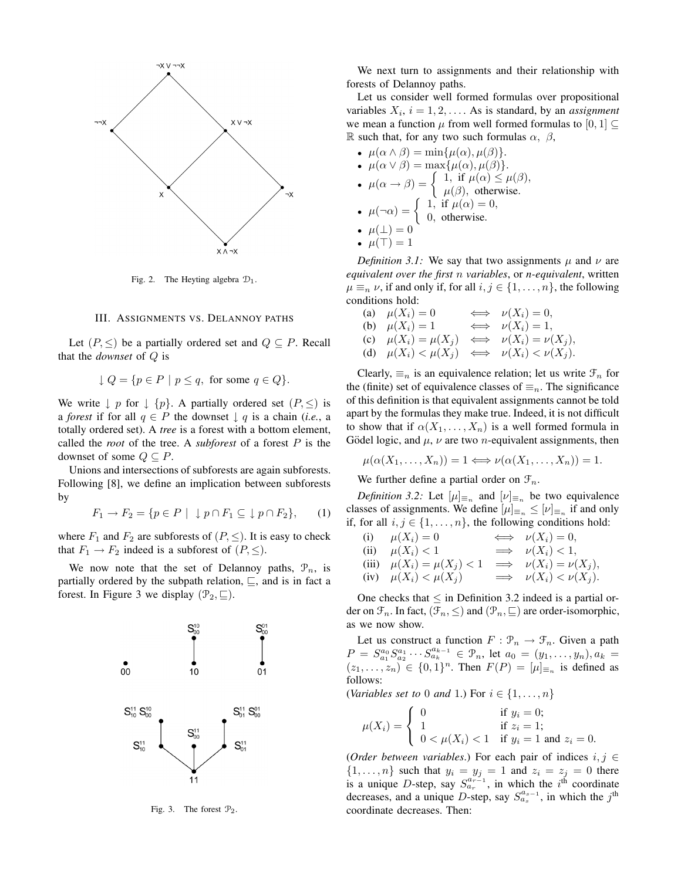Fig. 2. The Heyting algebra $\mathcal{D}_1$.

## III. Assignments vs. Delannoy paths

Let $(P, \leq)$ be a partially ordered set and $Q \subseteq P$. Recall that the *downset* of $Q$ is

$$\downarrow Q = \{p \in P \mid p \leq q, \text{ for some } q \in Q\}.$$

We write $\downarrow p$ for $\downarrow \{p\}$. A partially ordered set $(P, \leq)$ is a *forest* if for all $q \in P$ the downset $\downarrow q$ is a chain (*i.e.*, a totally ordered set). A *tree* is a forest with a bottom element, called the *root* of the tree. A *subforest* of a forest $P$ is the downset of some $Q \subseteq P$.

Unions and intersections of subforests are again subforests. Following [8], we define an implication between subforests by

$$F_1 \to F_2 = \{p \in P \mid \downarrow p \cap F_1 \subseteq \downarrow p \cap F_2\}, \qquad (1)$$

where $F_1$ and $F_2$ are subforests of $(P, \leq)$. It is easy to check that $F_1 \to F_2$ indeed is a subforest of $(P, \leq)$.

We now note that the set of Delannoy paths, $\mathcal{P}_n$, is partially ordered by the subpath relation, $\sqsubseteq$, and is in fact a forest. In Figure 3 we display $(\mathcal{P}_2, \sqsubseteq)$.

Fig. 3. The forest $\mathcal{P}_2$.

We next turn to assignments and their relationship with forests of Delannoy paths.

Let us consider well formed formulas over propositional variables $X_i$, $i = 1, 2, \ldots$. As is standard, by an *assignment* we mean a function $\mu$ from well formed formulas to $[0, 1] \subseteq \mathbb{R}$ such that, for any two such formulas $\alpha$, $\beta$,

- $\mu(\alpha \wedge \beta) = \min\{\mu(\alpha), \mu(\beta)\}$.
- $\mu(\alpha \vee \beta) = \max\{\mu(\alpha), \mu(\beta)\}$.
- $\mu(\alpha \to \beta) = \begin{cases} 1, & \text{if } \mu(\alpha) \leq \mu(\beta), \\ \mu(\beta), & \text{otherwise.} \end{cases}$
- $\mu(\neg\alpha) = \begin{cases} 1, & \text{if } \mu(\alpha) = 0, \\ 0, & \text{otherwise.} \end{cases}$
- $\mu(\bot) = 0$
- $\mu(\top) = 1$

*Definition 3.1:* We say that two assignments $\mu$ and $\nu$ are *equivalent over the first $n$ variables*, or *$n$-equivalent*, written $\mu \equiv_n \nu$, if and only if, for all $i, j \in \{1, \ldots, n\}$, the following conditions hold:

(a) $\mu(X_i) = 0 \iff \nu(X_i) = 0$,
(b) $\mu(X_i) = 1 \iff \nu(X_i) = 1$,
(c) $\mu(X_i) = \mu(X_j) \iff \nu(X_i) = \nu(X_j)$,
(d) $\mu(X_i) < \mu(X_j) \iff \nu(X_i) < \nu(X_j)$.

Clearly, $\equiv_n$ is an equivalence relation; let us write $\mathcal{F}_n$ for the (finite) set of equivalence classes of $\equiv_n$. The significance of this definition is that equivalent assignments cannot be told apart by the formulas they make true. Indeed, it is not difficult to show that if $\alpha(X_1, \ldots, X_n)$ is a well formed formula in Gödel logic, and $\mu$, $\nu$ are two $n$-equivalent assignments, then

$$\mu(\alpha(X_1, \ldots, X_n)) = 1 \iff \nu(\alpha(X_1, \ldots, X_n)) = 1.$$

We further define a partial order on $\mathcal{F}_n$.

*Definition 3.2:* Let $[\mu]_{\equiv_n}$ and $[\nu]_{\equiv_n}$ be two equivalence classes of assignments. We define $[\mu]_{\equiv_n} \leq [\nu]_{\equiv_n}$ if and only if, for all $i, j \in \{1, \ldots, n\}$, the following conditions hold:

(i) $\mu(X_i) = 0 \iff \nu(X_i) = 0$,
(ii) $\mu(X_i) < 1 \implies \nu(X_i) < 1$,
(iii) $\mu(X_i) = \mu(X_j) < 1 \implies \nu(X_i) = \nu(X_j)$,
(iv) $\mu(X_i) < \mu(X_j) \implies \nu(X_i) < \nu(X_j)$.

One checks that $\leq$ in Definition 3.2 indeed is a partial order on $\mathcal{F}_n$. In fact, $(\mathcal{F}_n, \leq)$ and $(\mathcal{P}_n, \sqsubseteq)$ are order-isomorphic, as we now show.

Let us construct a function $F : \mathcal{P}_n \to \mathcal{F}_n$. Given a path $P = S_{a_1}^{a_0} S_{a_2}^{a_1} \cdots S_{a_k}^{a_{k-1}} \in \mathcal{P}_n$, let $a_0 = (y_1, \ldots, y_n), a_k = (z_1, \ldots, z_n) \in \{0, 1\}^n$. Then $F(P) = [\mu]_{\equiv_n}$ is defined as follows:

(*Variables set to* 0 *and* 1.) For $i \in \{1, \ldots, n\}$

$$\mu(X_i) = \begin{cases} 0 & \text{if } y_i = 0; \\ 1 & \text{if } z_i = 1; \\ 0 < \mu(X_i) < 1 & \text{if } y_i = 1 \text{ and } z_i = 0. \end{cases}$$

(*Order between variables.*) For each pair of indices $i, j \in \{1, \ldots, n\}$ such that $y_i = y_j = 1$ and $z_i = z_j = 0$ there is a unique $D$-step, say $S_{a_r}^{a_{r-1}}$, in which the $i^{\text{th}}$ coordinate decreases, and a unique $D$-step, say $S_{a_s}^{a_{s-1}}$, in which the $j^{\text{th}}$ coordinate decreases. Then: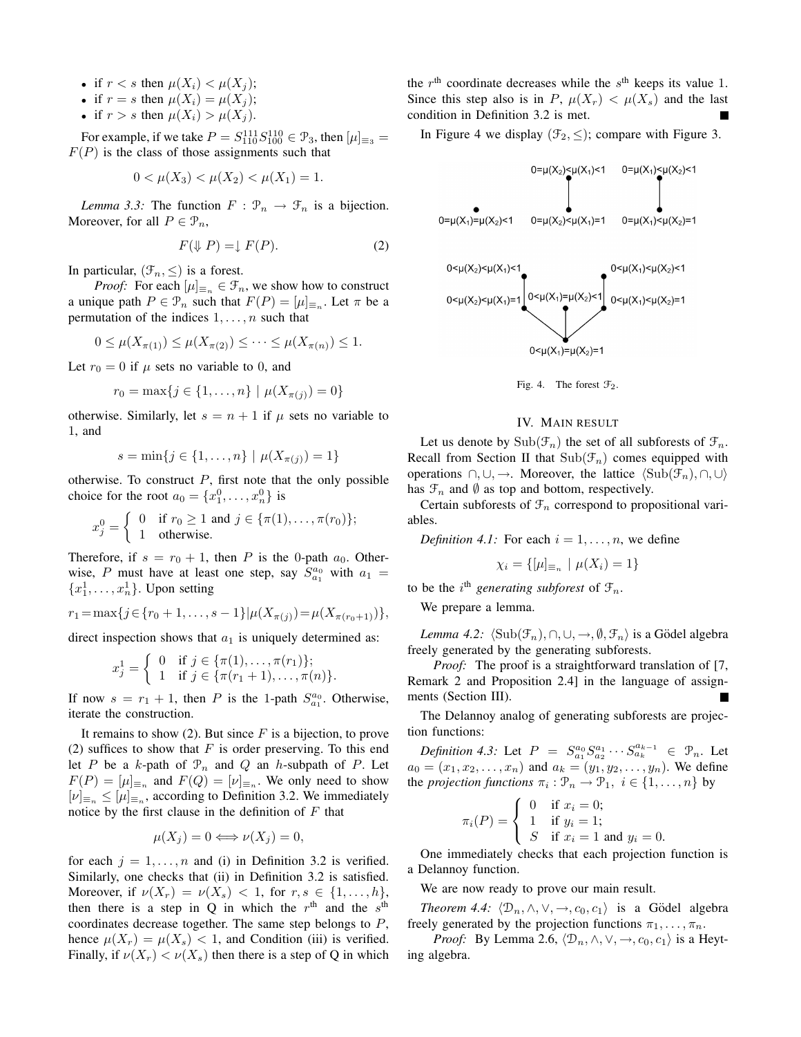- if $r < s$ then $\mu(X_i) < \mu(X_j)$;
- if $r = s$ then $\mu(X_i) = \mu(X_j)$;
- if $r > s$ then $\mu(X_i) > \mu(X_j)$.

For example, if we take $P = S^{111}_{110} S^{110}_{100} \in \mathcal{P}_3$, then $[\mu]_{\equiv_3} = F(P)$ is the class of those assignments such that

$$0 < \mu(X_3) < \mu(X_2) < \mu(X_1) = 1.$$

*Lemma 3.3:* The function $F : \mathcal{P}_n \to \mathcal{F}_n$ is a bijection. Moreover, for all $P \in \mathcal{P}_n$,

$$F(\Downarrow P) = \downarrow F(P). \tag{2}$$

In particular, $(\mathcal{F}_n, \leq)$ is a forest.

*Proof:* For each $[\mu]_{\equiv_n} \in \mathcal{F}_n$, we show how to construct a unique path $P \in \mathcal{P}_n$ such that $F(P) = [\mu]_{\equiv_n}$. Let $\pi$ be a permutation of the indices $1, \ldots, n$ such that

$$0 \leq \mu(X_{\pi(1)}) \leq \mu(X_{\pi(2)}) \leq \cdots \leq \mu(X_{\pi(n)}) \leq 1.$$

Let $r_0 = 0$ if $\mu$ sets no variable to 0, and

$$r_0 = \max\{j \in \{1, \ldots, n\} \mid \mu(X_{\pi(j)}) = 0\}$$

otherwise. Similarly, let $s = n + 1$ if $\mu$ sets no variable to 1, and

$$s = \min\{j \in \{1, \ldots, n\} \mid \mu(X_{\pi(j)}) = 1\}$$

otherwise. To construct $P$, first note that the only possible choice for the root $a_0 = \{x^0_1, \ldots, x^0_n\}$ is

$$x^0_j = \begin{cases} 0 & \text{if } r_0 \geq 1 \text{ and } j \in \{\pi(1), \ldots, \pi(r_0)\}; \\ 1 & \text{otherwise.} \end{cases}$$

Therefore, if $s = r_0 + 1$, then $P$ is the 0-path $a_0$. Otherwise, $P$ must have at least one step, say $S^{a_0}_{a_1}$ with $a_1 = \{x^1_1, \ldots, x^1_n\}$. Upon setting

$$r_1 = \max\{j \in \{r_0 + 1, \ldots, s - 1\} | \mu(X_{\pi(j)}) = \mu(X_{\pi(r_0+1)})\},$$

direct inspection shows that $a_1$ is uniquely determined as:

$$x^1_j = \begin{cases} 0 & \text{if } j \in \{\pi(1), \ldots, \pi(r_1)\}; \\ 1 & \text{if } j \in \{\pi(r_1 + 1), \ldots, \pi(n)\}. \end{cases}$$

If now $s = r_1 + 1$, then $P$ is the 1-path $S^{a_0}_{a_1}$. Otherwise, iterate the construction.

It remains to show (2). But since $F$ is a bijection, to prove (2) suffices to show that $F$ is order preserving. To this end let $P$ be a $k$-path of $\mathcal{P}_n$ and $Q$ an $h$-subpath of $P$. Let $F(P) = [\mu]_{\equiv_n}$ and $F(Q) = [\nu]_{\equiv_n}$. We only need to show $[\nu]_{\equiv_n} \leq [\mu]_{\equiv_n}$, according to Definition 3.2. We immediately notice by the first clause in the definition of $F$ that

$$\mu(X_j) = 0 \iff \nu(X_j) = 0,$$

for each $j = 1, \ldots, n$ and (i) in Definition 3.2 is verified. Similarly, one checks that (ii) in Definition 3.2 is satisfied. Moreover, if $\nu(X_r) = \nu(X_s) < 1$, for $r, s \in \{1, \ldots, h\}$, then there is a step in Q in which the $r^{\text{th}}$ and the $s^{\text{th}}$ coordinates decrease together. The same step belongs to $P$, hence $\mu(X_r) = \mu(X_s) < 1$, and Condition (iii) is verified. Finally, if $\nu(X_r) < \nu(X_s)$ then there is a step of Q in which the $r^{\text{th}}$ coordinate decreases while the $s^{\text{th}}$ keeps its value 1. Since this step also is in $P$, $\mu(X_r) < \mu(X_s)$ and the last condition in Definition 3.2 is met. ■

In Figure 4 we display $(\mathcal{F}_2, \leq)$; compare with Figure 3.

Fig. 4. The forest $\mathcal{F}_2$.

## IV. Main result

Let us denote by $\mathrm{Sub}(\mathcal{F}_n)$ the set of all subforests of $\mathcal{F}_n$. Recall from Section II that $\mathrm{Sub}(\mathcal{F}_n)$ comes equipped with operations $\cap, \cup, \to$. Moreover, the lattice $\langle \mathrm{Sub}(\mathcal{F}_n), \cap, \cup \rangle$ has $\mathcal{F}_n$ and $\emptyset$ as top and bottom, respectively.

Certain subforests of $\mathcal{F}_n$ correspond to propositional variables.

*Definition 4.1:* For each $i = 1, \ldots, n$, we define

$$\chi_i = \{[\mu]_{\equiv_n} \mid \mu(X_i) = 1\}$$

to be the $i^{\text{th}}$ *generating subforest* of $\mathcal{F}_n$.

We prepare a lemma.

*Lemma 4.2:* $\langle \mathrm{Sub}(\mathcal{F}_n), \cap, \cup, \to, \emptyset, \mathcal{F}_n \rangle$ is a Gödel algebra freely generated by the generating subforests.

*Proof:* The proof is a straightforward translation of [7, Remark 2 and Proposition 2.4] in the language of assignments (Section III). ■

The Delannoy analog of generating subforests are projection functions:

*Definition 4.3:* Let $P = S^{a_0}_{a_1} S^{a_1}_{a_2} \cdots S^{a_{k-1}}_{a_k} \in \mathcal{P}_n$. Let $a_0 = (x_1, x_2, \ldots, x_n)$ and $a_k = (y_1, y_2, \ldots, y_n)$. We define the *projection functions* $\pi_i : \mathcal{P}_n \to \mathcal{P}_1$, $i \in \{1, \ldots, n\}$ by

$$\pi_i(P) = \begin{cases} 0 & \text{if } x_i = 0; \\ 1 & \text{if } y_i = 1; \\ S & \text{if } x_i = 1 \text{ and } y_i = 0. \end{cases}$$

One immediately checks that each projection function is a Delannoy function.

We are now ready to prove our main result.

*Theorem 4.4:* $\langle \mathcal{D}_n, \wedge, \vee, \to, c_0, c_1 \rangle$ is a Gödel algebra freely generated by the projection functions $\pi_1, \ldots, \pi_n$.

*Proof:* By Lemma 2.6, $\langle \mathcal{D}_n, \wedge, \vee, \to, c_0, c_1 \rangle$ is a Heyting algebra.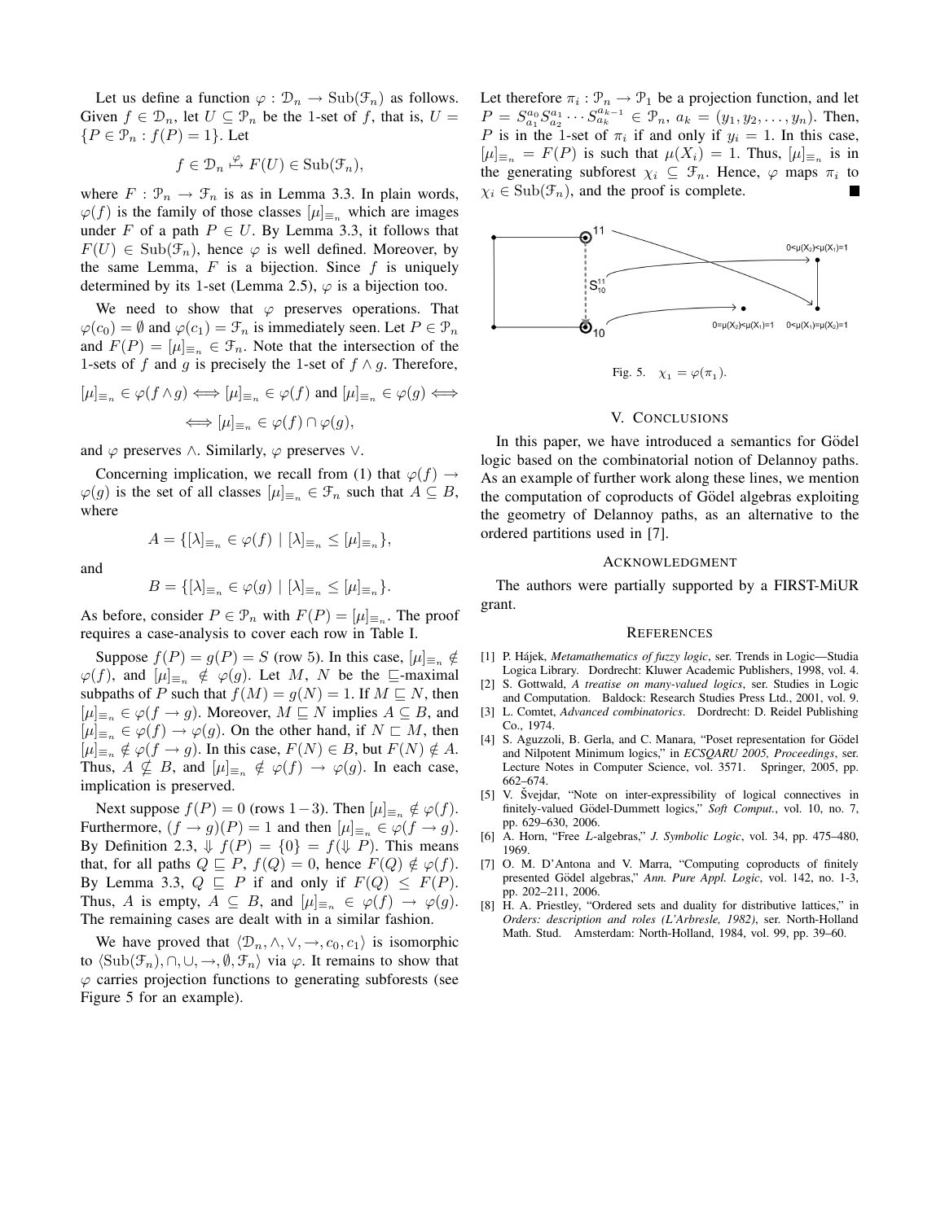Let us define a function $\varphi : \mathcal{D}_n \to \mathrm{Sub}(\mathcal{F}_n)$ as follows. Given $f \in \mathcal{D}_n$, let $U \subseteq \mathcal{P}_n$ be the 1-set of $f$, that is, $U = \{P \in \mathcal{P}_n : f(P) = 1\}$. Let

$$f \in \mathcal{D}_n \overset{\varphi}{\mapsto} F(U) \in \mathrm{Sub}(\mathcal{F}_n),$$

where $F : \mathcal{P}_n \to \mathcal{F}_n$ is as in Lemma 3.3. In plain words, $\varphi(f)$ is the family of those classes $[\mu]_{\equiv_n}$ which are images under $F$ of a path $P \in U$. By Lemma 3.3, it follows that $F(U) \in \mathrm{Sub}(\mathcal{F}_n)$, hence $\varphi$ is well defined. Moreover, by the same Lemma, $F$ is a bijection. Since $f$ is uniquely determined by its 1-set (Lemma 2.5), $\varphi$ is a bijection too.

We need to show that $\varphi$ preserves operations. That $\varphi(c_0) = \emptyset$ and $\varphi(c_1) = \mathcal{F}_n$ is immediately seen. Let $P \in \mathcal{P}_n$ and $F(P) = [\mu]_{\equiv_n} \in \mathcal{F}_n$. Note that the intersection of the 1-sets of $f$ and $g$ is precisely the 1-set of $f \wedge g$. Therefore,

$$[\mu]_{\equiv_n} \in \varphi(f \wedge g) \iff [\mu]_{\equiv_n} \in \varphi(f) \text{ and } [\mu]_{\equiv_n} \in \varphi(g) \iff$$
$$\iff [\mu]_{\equiv_n} \in \varphi(f) \cap \varphi(g),$$

and $\varphi$ preserves $\wedge$. Similarly, $\varphi$ preserves $\vee$.

Concerning implication, we recall from (1) that $\varphi(f) \to \varphi(g)$ is the set of all classes $[\mu]_{\equiv_n} \in \mathcal{F}_n$ such that $A \subseteq B$, where

$$A = \{[\lambda]_{\equiv_n} \in \varphi(f) \mid [\lambda]_{\equiv_n} \leq [\mu]_{\equiv_n}\},$$

and

$$B = \{[\lambda]_{\equiv_n} \in \varphi(g) \mid [\lambda]_{\equiv_n} \leq [\mu]_{\equiv_n}\}.$$

As before, consider $P \in \mathcal{P}_n$ with $F(P) = [\mu]_{\equiv_n}$. The proof requires a case-analysis to cover each row in Table I.

Suppose $f(P) = g(P) = S$ (row 5). In this case, $[\mu]_{\equiv_n} \notin \varphi(f)$, and $[\mu]_{\equiv_n} \notin \varphi(g)$. Let $M$, $N$ be the $\sqsubseteq$-maximal subpaths of $P$ such that $f(M) = g(N) = 1$. If $M \sqsubseteq N$, then $[\mu]_{\equiv_n} \in \varphi(f \to g)$. Moreover, $M \sqsubseteq N$ implies $A \subseteq B$, and $[\mu]_{\equiv_n} \in \varphi(f) \to \varphi(g)$. On the other hand, if $N \sqsubset M$, then $[\mu]_{\equiv_n} \notin \varphi(f \to g)$. In this case, $F(N) \in B$, but $F(N) \notin A$. Thus, $A \nsubseteq B$, and $[\mu]_{\equiv_n} \notin \varphi(f) \to \varphi(g)$. In each case, implication is preserved.

Next suppose $f(P) = 0$ (rows $1-3$). Then $[\mu]_{\equiv_n} \notin \varphi(f)$. Furthermore, $(f \to g)(P) = 1$ and then $[\mu]_{\equiv_n} \in \varphi(f \to g)$. By Definition 2.3, $\Downarrow f(P) = \{0\} = f(\Downarrow P)$. This means that, for all paths $Q \sqsubseteq P$, $f(Q) = 0$, hence $F(Q) \notin \varphi(f)$. By Lemma 3.3, $Q \sqsubseteq P$ if and only if $F(Q) \leq F(P)$. Thus, $A$ is empty, $A \subseteq B$, and $[\mu]_{\equiv_n} \in \varphi(f) \to \varphi(g)$. The remaining cases are dealt with in a similar fashion.

We have proved that $\langle \mathcal{D}_n, \wedge, \vee, \to, c_0, c_1 \rangle$ is isomorphic to $\langle \mathrm{Sub}(\mathcal{F}_n), \cap, \cup, \to, \emptyset, \mathcal{F}_n \rangle$ via $\varphi$. It remains to show that $\varphi$ carries projection functions to generating subforests (see Figure 5 for an example).

Let therefore $\pi_i : \mathcal{P}_n \to \mathcal{P}_1$ be a projection function, and let $P = S^{a_0}_{a_1} S^{a_1}_{a_2} \cdots S^{a_{k-1}}_{a_k} \in \mathcal{P}_n$, $a_k = (y_1, y_2, \ldots, y_n)$. Then, $P$ is in the 1-set of $\pi_i$ if and only if $y_i = 1$. In this case, $[\mu]_{\equiv_n} = F(P)$ is such that $\mu(X_i) = 1$. Thus, $[\mu]_{\equiv_n}$ is in the generating subforest $\chi_i \subseteq \mathcal{F}_n$. Hence, $\varphi$ maps $\pi_i$ to $\chi_i \in \mathrm{Sub}(\mathcal{F}_n)$, and the proof is complete. ∎

11

0<μ(X2)<μ(X1)=1

$S^{11}_{10}$

0=μ(X2)<μ(X1)=1

0<μ(X1)=μ(X2)=1

10

Fig. 5. $\chi_1 = \varphi(\pi_1)$.

## V. Conclusions

In this paper, we have introduced a semantics for Gödel logic based on the combinatorial notion of Delannoy paths. As an example of further work along these lines, we mention the computation of coproducts of Gödel algebras exploiting the geometry of Delannoy paths, as an alternative to the ordered partitions used in [7].

## Acknowledgment

The authors were partially supported by a FIRST-MiUR grant.

## References

[1] P. Hájek, *Metamathematics of fuzzy logic*, ser. Trends in Logic—Studia Logica Library. Dordrecht: Kluwer Academic Publishers, 1998, vol. 4.

[2] S. Gottwald, *A treatise on many-valued logics*, ser. Studies in Logic and Computation. Baldock: Research Studies Press Ltd., 2001, vol. 9.

[3] L. Comtet, *Advanced combinatorics*. Dordrecht: D. Reidel Publishing Co., 1974.

[4] S. Aguzzoli, B. Gerla, and C. Manara, "Poset representation for Gödel and Nilpotent Minimum logics," in *ECSQARU 2005, Proceedings*, ser. Lecture Notes in Computer Science, vol. 3571. Springer, 2005, pp. 662–674.

[5] V. Švejdar, "Note on inter-expressibility of logical connectives in finitely-valued Gödel-Dummett logics," *Soft Comput.*, vol. 10, no. 7, pp. 629–630, 2006.

[6] A. Horn, "Free *L*-algebras," *J. Symbolic Logic*, vol. 34, pp. 475–480, 1969.

[7] O. M. D'Antona and V. Marra, "Computing coproducts of finitely presented Gödel algebras," *Ann. Pure Appl. Logic*, vol. 142, no. 1-3, pp. 202–211, 2006.

[8] H. A. Priestley, "Ordered sets and duality for distributive lattices," in *Orders: description and roles (L'Arbresle, 1982)*, ser. North-Holland Math. Stud. Amsterdam: North-Holland, 1984, vol. 99, pp. 39–60.